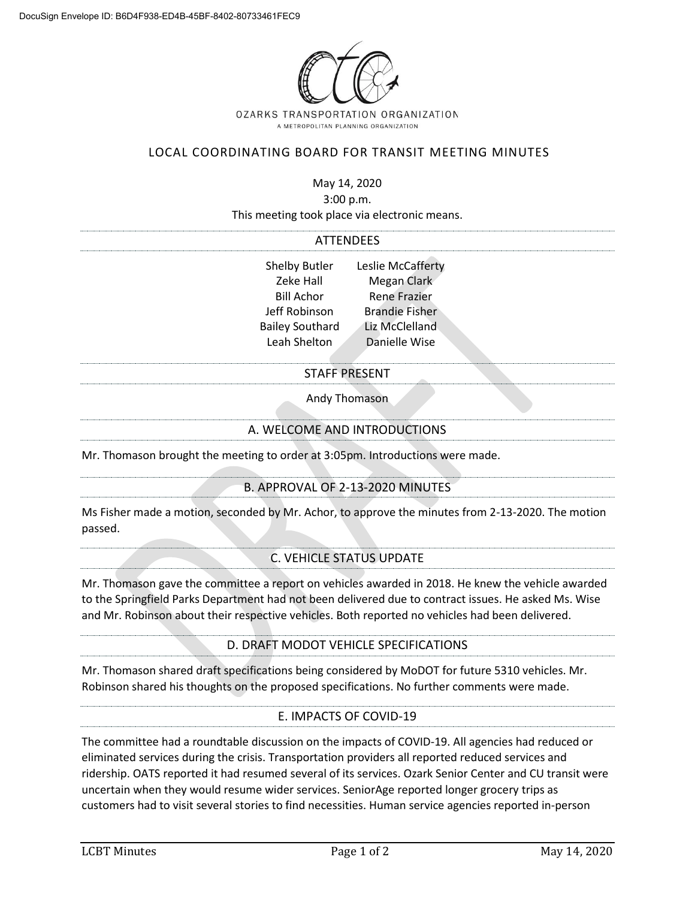OZARKS TRANSPORTATION ORGANIZATION
A METROPOLITAN PLANNING ORGANIZATION

# LOCAL COORDINATING BOARD FOR TRANSIT MEETING MINUTES

May 14, 2020
3:00 p.m.
This meeting took place via electronic means.

## ATTENDEES

| | |
|---|---|
| Shelby Butler | Leslie McCafferty |
| Zeke Hall | Megan Clark |
| Bill Achor | Rene Frazier |
| Jeff Robinson | Brandie Fisher |
| Bailey Southard | Liz McClelland |
| Leah Shelton | Danielle Wise |

## STAFF PRESENT

Andy Thomason

## A. WELCOME AND INTRODUCTIONS

Mr. Thomason brought the meeting to order at 3:05pm. Introductions were made.

## B. APPROVAL OF 2-13-2020 MINUTES

Ms Fisher made a motion, seconded by Mr. Achor, to approve the minutes from 2-13-2020. The motion passed.

## C. VEHICLE STATUS UPDATE

Mr. Thomason gave the committee a report on vehicles awarded in 2018. He knew the vehicle awarded to the Springfield Parks Department had not been delivered due to contract issues. He asked Ms. Wise and Mr. Robinson about their respective vehicles. Both reported no vehicles had been delivered.

## D. DRAFT MODOT VEHICLE SPECIFICATIONS

Mr. Thomason shared draft specifications being considered by MoDOT for future 5310 vehicles. Mr. Robinson shared his thoughts on the proposed specifications. No further comments were made.

## E. IMPACTS OF COVID-19

The committee had a roundtable discussion on the impacts of COVID-19. All agencies had reduced or eliminated services during the crisis. Transportation providers all reported reduced services and ridership. OATS reported it had resumed several of its services. Ozark Senior Center and CU transit were uncertain when they would resume wider services. SeniorAge reported longer grocery trips as customers had to visit several stories to find necessities. Human service agencies reported in-person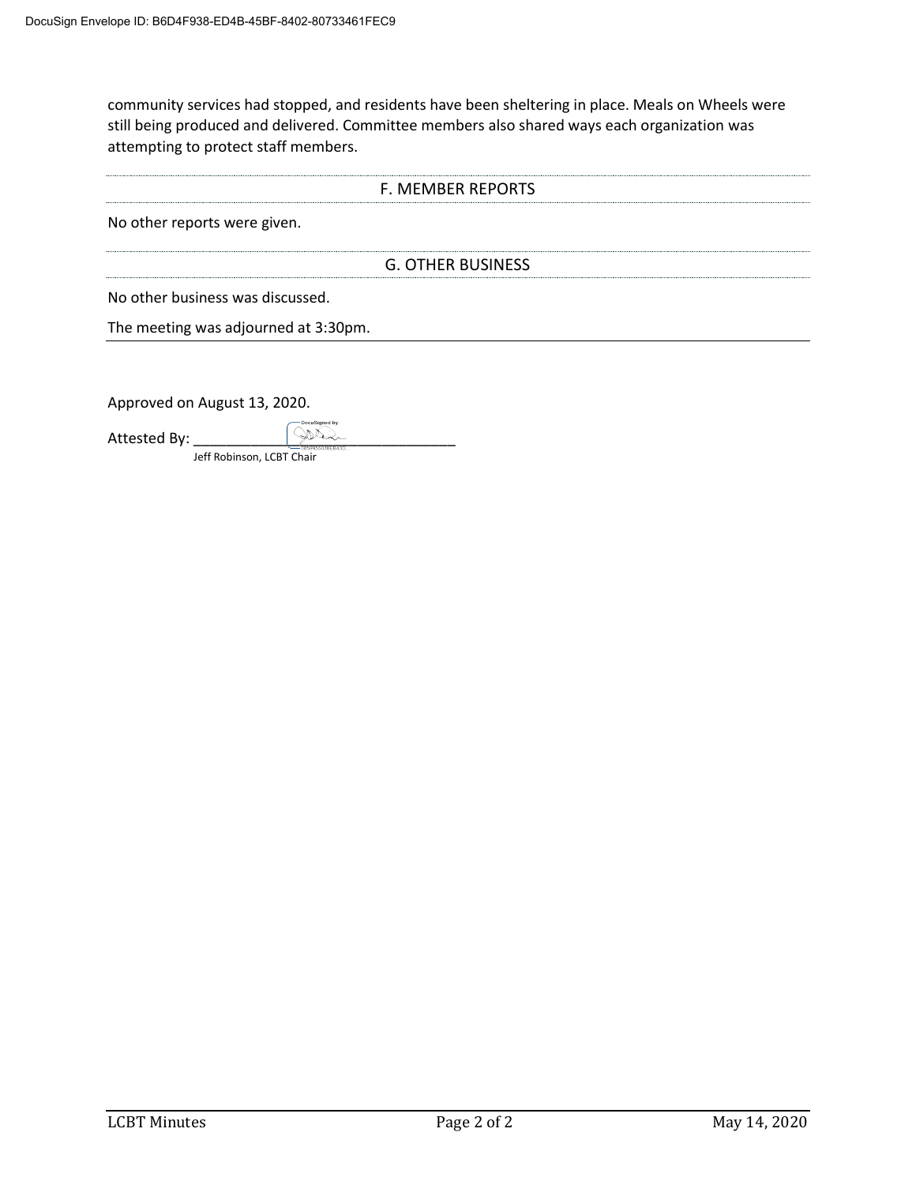community services had stopped, and residents have been sheltering in place. Meals on Wheels were still being produced and delivered. Committee members also shared ways each organization was attempting to protect staff members.

## F. MEMBER REPORTS

No other reports were given.

## G. OTHER BUSINESS

No other business was discussed.

The meeting was adjourned at 3:30pm.

Approved on August 13, 2020.

Attested By: ______________________________

Jeff Robinson, LCBT Chair